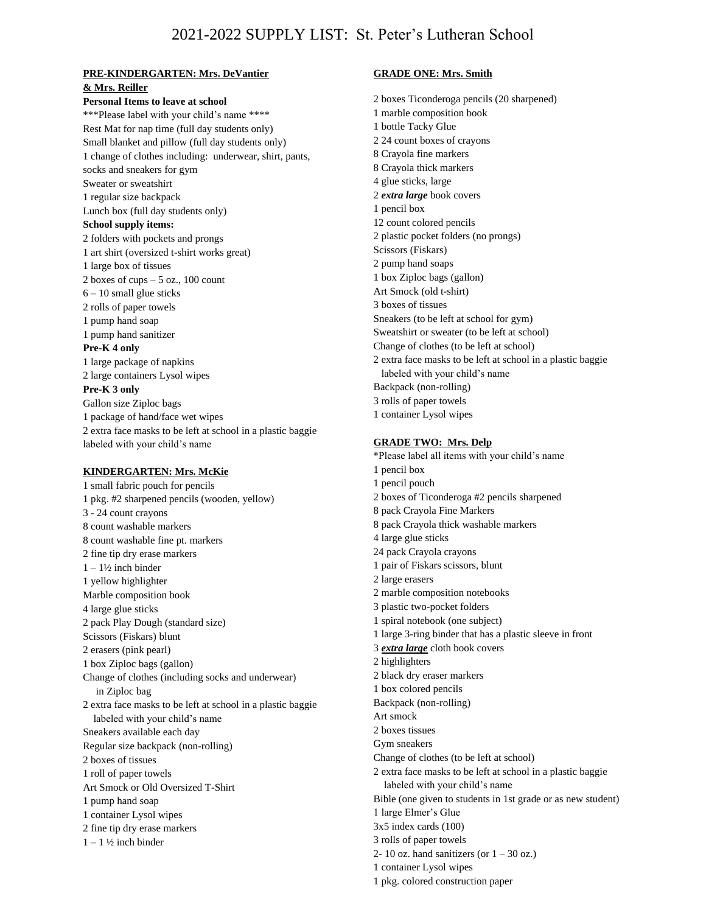# 2021-2022 SUPPLY LIST: St. Peter's Lutheran School

## PRE-KINDERGARTEN: Mrs. DeVantier & Mrs. Reiller

**Personal Items to leave at school**

***Please label with your child's name ****

Rest Mat for nap time (full day students only)
Small blanket and pillow (full day students only)
1 change of clothes including: underwear, shirt, pants, socks and sneakers for gym
Sweater or sweatshirt
1 regular size backpack
Lunch box (full day students only)

**School supply items:**

2 folders with pockets and prongs
1 art shirt (oversized t-shirt works great)
1 large box of tissues
2 boxes of cups – 5 oz., 100 count
6 – 10 small glue sticks
2 rolls of paper towels
1 pump hand soap
1 pump hand sanitizer

**Pre-K 4 only**

1 large package of napkins
2 large containers Lysol wipes

**Pre-K 3 only**

Gallon size Ziploc bags
1 package of hand/face wet wipes
2 extra face masks to be left at school in a plastic baggie labeled with your child's name

## KINDERGARTEN: Mrs. McKie

1 small fabric pouch for pencils
1 pkg. #2 sharpened pencils (wooden, yellow)
3 - 24 count crayons
8 count washable markers
8 count washable fine pt. markers
2 fine tip dry erase markers
1 – 1½ inch binder
1 yellow highlighter
Marble composition book
4 large glue sticks
2 pack Play Dough (standard size)
Scissors (Fiskars) blunt
2 erasers (pink pearl)
1 box Ziploc bags (gallon)
Change of clothes (including socks and underwear) in Ziploc bag
2 extra face masks to be left at school in a plastic baggie labeled with your child's name
Sneakers available each day
Regular size backpack (non-rolling)
2 boxes of tissues
1 roll of paper towels
Art Smock or Old Oversized T-Shirt
1 pump hand soap
1 container Lysol wipes
2 fine tip dry erase markers
1 – 1 ½ inch binder

## GRADE ONE: Mrs. Smith

2 boxes Ticonderoga pencils (20 sharpened)
1 marble composition book
1 bottle Tacky Glue
2 24 count boxes of crayons
8 Crayola fine markers
8 Crayola thick markers
4 glue sticks, large
2 ***extra large*** book covers
1 pencil box
12 count colored pencils
2 plastic pocket folders (no prongs)
Scissors (Fiskars)
2 pump hand soaps
1 box Ziploc bags (gallon)
Art Smock (old t-shirt)
3 boxes of tissues
Sneakers (to be left at school for gym)
Sweatshirt or sweater (to be left at school)
Change of clothes (to be left at school)
2 extra face masks to be left at school in a plastic baggie labeled with your child's name
Backpack (non-rolling)
3 rolls of paper towels
1 container Lysol wipes

## GRADE TWO: Mrs. Delp

*Please label all items with your child's name
1 pencil box
1 pencil pouch
2 boxes of Ticonderoga #2 pencils sharpened
8 pack Crayola Fine Markers
8 pack Crayola thick washable markers
4 large glue sticks
24 pack Crayola crayons
1 pair of Fiskars scissors, blunt
2 large erasers
2 marble composition notebooks
3 plastic two-pocket folders
1 spiral notebook (one subject)
1 large 3-ring binder that has a plastic sleeve in front
3 ***extra large*** cloth book covers
2 highlighters
2 black dry eraser markers
1 box colored pencils
Backpack (non-rolling)
Art smock
2 boxes tissues
Gym sneakers
Change of clothes (to be left at school)
2 extra face masks to be left at school in a plastic baggie labeled with your child's name
Bible (one given to students in 1st grade or as new student)
1 large Elmer's Glue
3x5 index cards (100)
3 rolls of paper towels
2- 10 oz. hand sanitizers (or 1 – 30 oz.)
1 container Lysol wipes
1 pkg. colored construction paper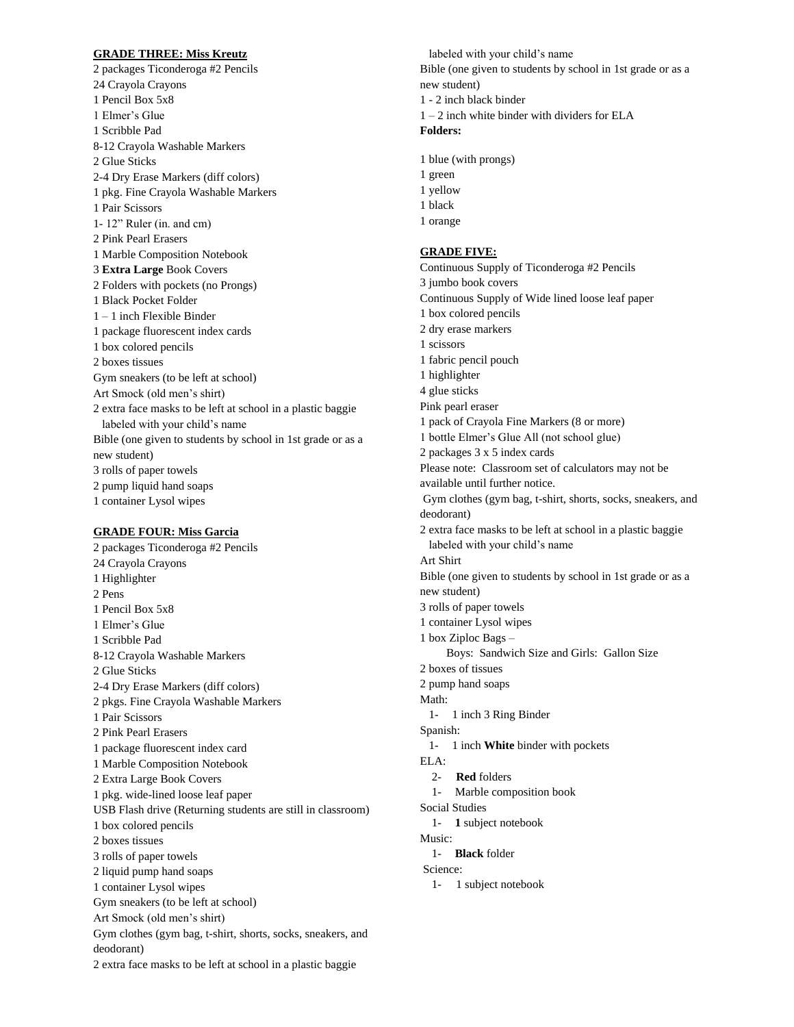**GRADE THREE: Miss Kreutz**

2 packages Ticonderoga #2 Pencils
24 Crayola Crayons
1 Pencil Box 5x8
1 Elmer's Glue
1 Scribble Pad
8-12 Crayola Washable Markers
2 Glue Sticks
2-4 Dry Erase Markers (diff colors)
1 pkg. Fine Crayola Washable Markers
1 Pair Scissors
1- 12" Ruler (in. and cm)
2 Pink Pearl Erasers
1 Marble Composition Notebook
3 **Extra Large** Book Covers
2 Folders with pockets (no Prongs)
1 Black Pocket Folder
1 – 1 inch Flexible Binder
1 package fluorescent index cards
1 box colored pencils
2 boxes tissues
Gym sneakers (to be left at school)
Art Smock (old men's shirt)
2 extra face masks to be left at school in a plastic baggie labeled with your child's name
Bible (one given to students by school in 1st grade or as a new student)
3 rolls of paper towels
2 pump liquid hand soaps
1 container Lysol wipes

**GRADE FOUR: Miss Garcia**

2 packages Ticonderoga #2 Pencils
24 Crayola Crayons
1 Highlighter
2 Pens
1 Pencil Box 5x8
1 Elmer's Glue
1 Scribble Pad
8-12 Crayola Washable Markers
2 Glue Sticks
2-4 Dry Erase Markers (diff colors)
2 pkgs. Fine Crayola Washable Markers
1 Pair Scissors
2 Pink Pearl Erasers
1 package fluorescent index card
1 Marble Composition Notebook
2 Extra Large Book Covers
1 pkg. wide-lined loose leaf paper
USB Flash drive (Returning students are still in classroom)
1 box colored pencils
2 boxes tissues
3 rolls of paper towels
2 liquid pump hand soaps
1 container Lysol wipes
Gym sneakers (to be left at school)
Art Smock (old men's shirt)
Gym clothes (gym bag, t-shirt, shorts, socks, sneakers, and deodorant)
2 extra face masks to be left at school in a plastic baggie labeled with your child's name
Bible (one given to students by school in 1st grade or as a new student)
1 - 2 inch black binder
1 – 2 inch white binder with dividers for ELA

**Folders:**

1 blue (with prongs)
1 green
1 yellow
1 black
1 orange

**GRADE FIVE:**

Continuous Supply of Ticonderoga #2 Pencils
3 jumbo book covers
Continuous Supply of Wide lined loose leaf paper
1 box colored pencils
2 dry erase markers
1 scissors
1 fabric pencil pouch
1 highlighter
4 glue sticks
Pink pearl eraser
1 pack of Crayola Fine Markers (8 or more)
1 bottle Elmer's Glue All (not school glue)
2 packages 3 x 5 index cards
Please note: Classroom set of calculators may not be available until further notice.
Gym clothes (gym bag, t-shirt, shorts, socks, sneakers, and deodorant)
2 extra face masks to be left at school in a plastic baggie labeled with your child's name
Art Shirt
Bible (one given to students by school in 1st grade or as a new student)
3 rolls of paper towels
1 container Lysol wipes
1 box Ziploc Bags –
Boys: Sandwich Size and Girls: Gallon Size
2 boxes of tissues
2 pump hand soaps

Math:
1- 1 inch 3 Ring Binder

Spanish:
1- 1 inch **White** binder with pockets

ELA:
2- **Red** folders
1- Marble composition book

Social Studies
1- **1** subject notebook

Music:
1- **Black** folder

Science:
1- 1 subject notebook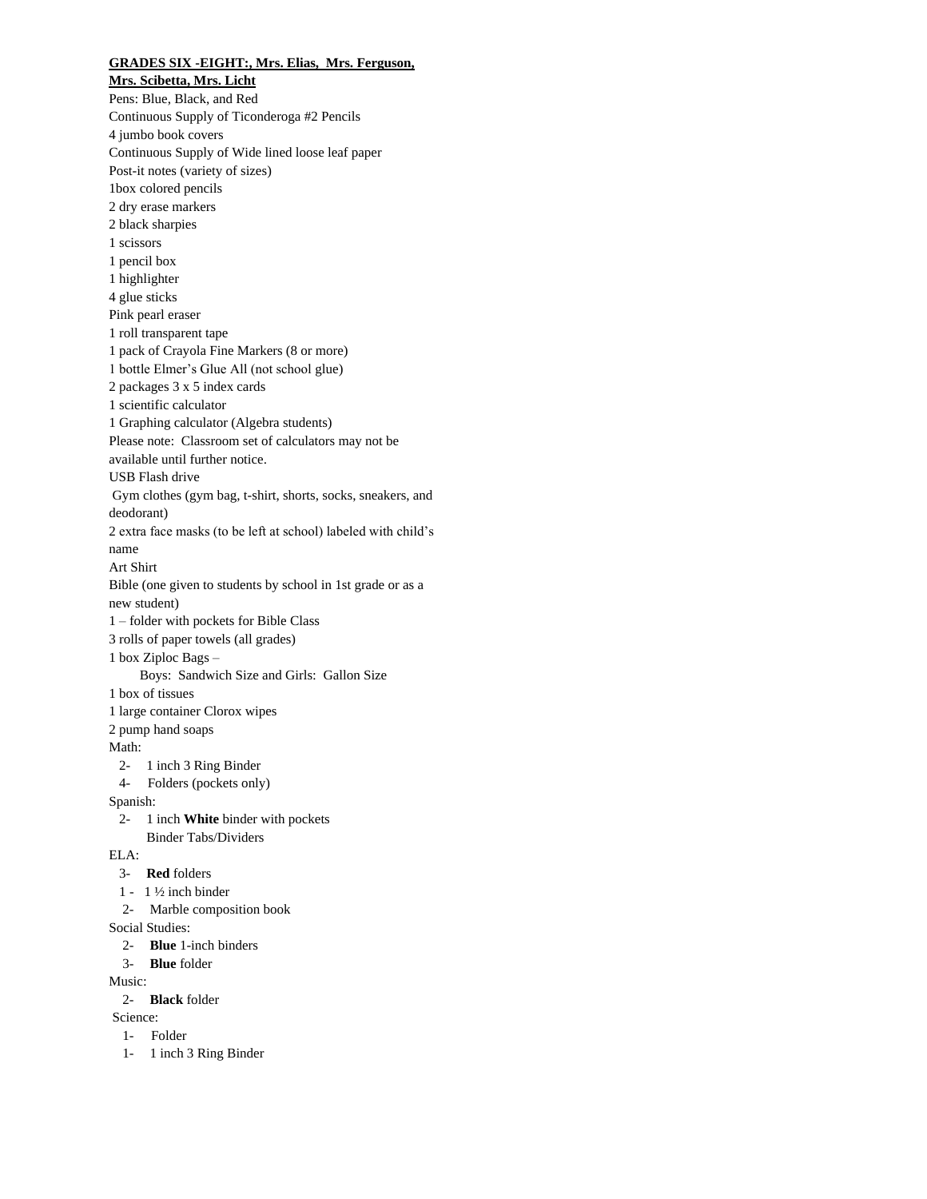**<u>GRADES SIX -EIGHT:, Mrs. Elias, Mrs. Ferguson, Mrs. Scibetta, Mrs. Licht</u>**

Pens: Blue, Black, and Red
Continuous Supply of Ticonderoga #2 Pencils
4 jumbo book covers
Continuous Supply of Wide lined loose leaf paper
Post-it notes (variety of sizes)
1box colored pencils
2 dry erase markers
2 black sharpies
1 scissors
1 pencil box
1 highlighter
4 glue sticks
Pink pearl eraser
1 roll transparent tape
1 pack of Crayola Fine Markers (8 or more)
1 bottle Elmer's Glue All (not school glue)
2 packages 3 x 5 index cards
1 scientific calculator
1 Graphing calculator (Algebra students)
Please note: Classroom set of calculators may not be available until further notice.
USB Flash drive
Gym clothes (gym bag, t-shirt, shorts, socks, sneakers, and deodorant)
2 extra face masks (to be left at school) labeled with child's name
Art Shirt
Bible (one given to students by school in 1st grade or as a new student)
1 – folder with pockets for Bible Class
3 rolls of paper towels (all grades)
1 box Ziploc Bags –
 Boys: Sandwich Size and Girls: Gallon Size
1 box of tissues
1 large container Clorox wipes
2 pump hand soaps

Math:
- 2- 1 inch 3 Ring Binder
- 4- Folders (pockets only)

Spanish:
- 2- 1 inch **White** binder with pockets
- Binder Tabs/Dividers

ELA:
- 3- **Red** folders
- 1 - 1 ½ inch binder
- 2- Marble composition book

Social Studies:
- 2- **Blue** 1-inch binders
- 3- **Blue** folder

Music:
- 2- **Black** folder

Science:
- 1- Folder
- 1- 1 inch 3 Ring Binder